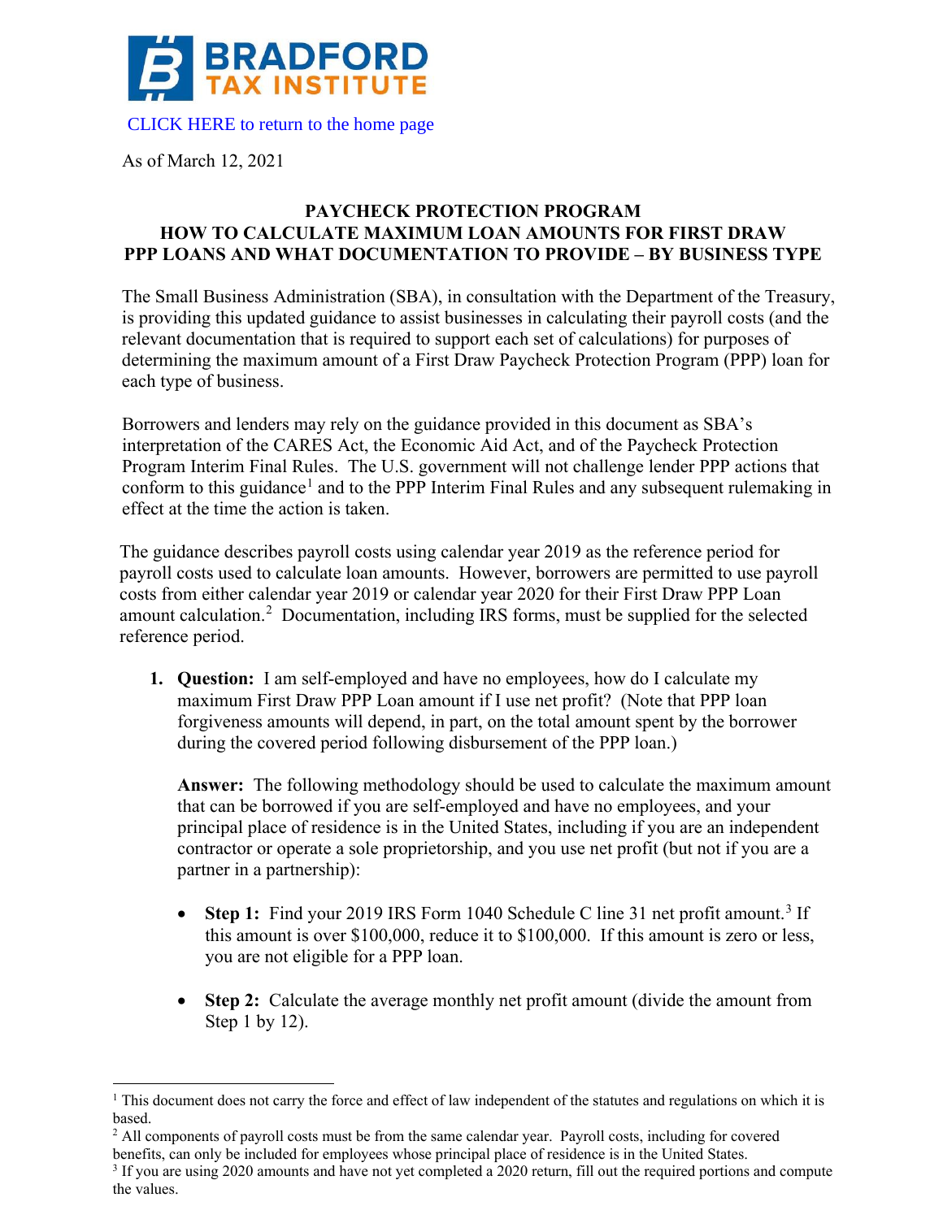BRADFORD TAX INSTITUTE

CLICK HERE to return to the home page

As of March 12, 2021

## PAYCHECK PROTECTION PROGRAM
## HOW TO CALCULATE MAXIMUM LOAN AMOUNTS FOR FIRST DRAW PPP LOANS AND WHAT DOCUMENTATION TO PROVIDE – BY BUSINESS TYPE

The Small Business Administration (SBA), in consultation with the Department of the Treasury, is providing this updated guidance to assist businesses in calculating their payroll costs (and the relevant documentation that is required to support each set of calculations) for purposes of determining the maximum amount of a First Draw Paycheck Protection Program (PPP) loan for each type of business.

Borrowers and lenders may rely on the guidance provided in this document as SBA's interpretation of the CARES Act, the Economic Aid Act, and of the Paycheck Protection Program Interim Final Rules. The U.S. government will not challenge lender PPP actions that conform to this guidance[1] and to the PPP Interim Final Rules and any subsequent rulemaking in effect at the time the action is taken.

The guidance describes payroll costs using calendar year 2019 as the reference period for payroll costs used to calculate loan amounts. However, borrowers are permitted to use payroll costs from either calendar year 2019 or calendar year 2020 for their First Draw PPP Loan amount calculation.[2] Documentation, including IRS forms, must be supplied for the selected reference period.

1. **Question:** I am self-employed and have no employees, how do I calculate my maximum First Draw PPP Loan amount if I use net profit? (Note that PPP loan forgiveness amounts will depend, in part, on the total amount spent by the borrower during the covered period following disbursement of the PPP loan.)

   **Answer:** The following methodology should be used to calculate the maximum amount that can be borrowed if you are self-employed and have no employees, and your principal place of residence is in the United States, including if you are an independent contractor or operate a sole proprietorship, and you use net profit (but not if you are a partner in a partnership):

   - **Step 1:** Find your 2019 IRS Form 1040 Schedule C line 31 net profit amount.[3] If this amount is over $100,000, reduce it to $100,000. If this amount is zero or less, you are not eligible for a PPP loan.

   - **Step 2:** Calculate the average monthly net profit amount (divide the amount from Step 1 by 12).

[1] This document does not carry the force and effect of law independent of the statutes and regulations on which it is based.

[2] All components of payroll costs must be from the same calendar year. Payroll costs, including for covered benefits, can only be included for employees whose principal place of residence is in the United States.

[3] If you are using 2020 amounts and have not yet completed a 2020 return, fill out the required portions and compute the values.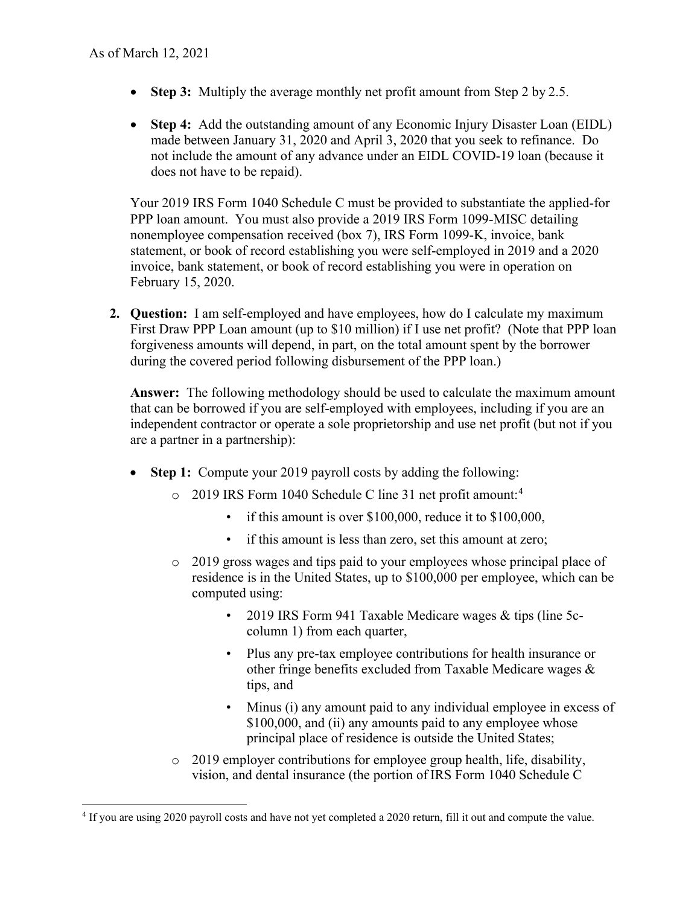- **Step 3:** Multiply the average monthly net profit amount from Step 2 by 2.5.

- **Step 4:** Add the outstanding amount of any Economic Injury Disaster Loan (EIDL) made between January 31, 2020 and April 3, 2020 that you seek to refinance. Do not include the amount of any advance under an EIDL COVID-19 loan (because it does not have to be repaid).

Your 2019 IRS Form 1040 Schedule C must be provided to substantiate the applied-for PPP loan amount. You must also provide a 2019 IRS Form 1099-MISC detailing nonemployee compensation received (box 7), IRS Form 1099-K, invoice, bank statement, or book of record establishing you were self-employed in 2019 and a 2020 invoice, bank statement, or book of record establishing you were in operation on February 15, 2020.

2. **Question:** I am self-employed and have employees, how do I calculate my maximum First Draw PPP Loan amount (up to $10 million) if I use net profit? (Note that PPP loan forgiveness amounts will depend, in part, on the total amount spent by the borrower during the covered period following disbursement of the PPP loan.)

   **Answer:** The following methodology should be used to calculate the maximum amount that can be borrowed if you are self-employed with employees, including if you are an independent contractor or operate a sole proprietorship and use net profit (but not if you are a partner in a partnership):

   - **Step 1:** Compute your 2019 payroll costs by adding the following:
     - 2019 IRS Form 1040 Schedule C line 31 net profit amount:[4]
       - if this amount is over $100,000, reduce it to $100,000,
       - if this amount is less than zero, set this amount at zero;
     - 2019 gross wages and tips paid to your employees whose principal place of residence is in the United States, up to $100,000 per employee, which can be computed using:
       - 2019 IRS Form 941 Taxable Medicare wages & tips (line 5c-column 1) from each quarter,
       - Plus any pre-tax employee contributions for health insurance or other fringe benefits excluded from Taxable Medicare wages & tips, and
       - Minus (i) any amount paid to any individual employee in excess of $100,000, and (ii) any amounts paid to any employee whose principal place of residence is outside the United States;
     - 2019 employer contributions for employee group health, life, disability, vision, and dental insurance (the portion of IRS Form 1040 Schedule C

[4] If you are using 2020 payroll costs and have not yet completed a 2020 return, fill it out and compute the value.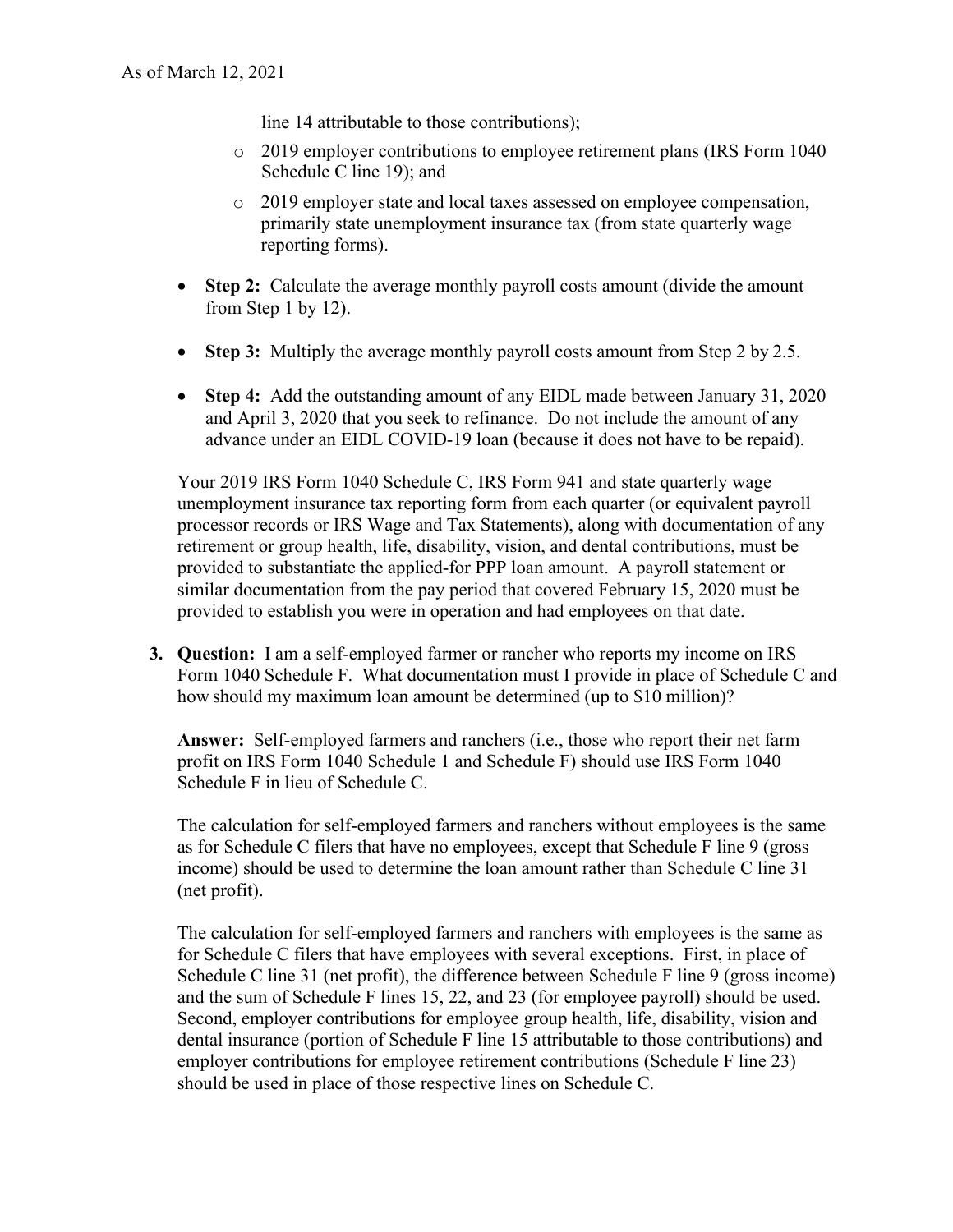line 14 attributable to those contributions);

- 2019 employer contributions to employee retirement plans (IRS Form 1040 Schedule C line 19); and
- 2019 employer state and local taxes assessed on employee compensation, primarily state unemployment insurance tax (from state quarterly wage reporting forms).

- **Step 2:** Calculate the average monthly payroll costs amount (divide the amount from Step 1 by 12).
- **Step 3:** Multiply the average monthly payroll costs amount from Step 2 by 2.5.
- **Step 4:** Add the outstanding amount of any EIDL made between January 31, 2020 and April 3, 2020 that you seek to refinance. Do not include the amount of any advance under an EIDL COVID-19 loan (because it does not have to be repaid).

Your 2019 IRS Form 1040 Schedule C, IRS Form 941 and state quarterly wage unemployment insurance tax reporting form from each quarter (or equivalent payroll processor records or IRS Wage and Tax Statements), along with documentation of any retirement or group health, life, disability, vision, and dental contributions, must be provided to substantiate the applied-for PPP loan amount. A payroll statement or similar documentation from the pay period that covered February 15, 2020 must be provided to establish you were in operation and had employees on that date.

3. **Question:** I am a self-employed farmer or rancher who reports my income on IRS Form 1040 Schedule F. What documentation must I provide in place of Schedule C and how should my maximum loan amount be determined (up to $10 million)?

   **Answer:** Self-employed farmers and ranchers (i.e., those who report their net farm profit on IRS Form 1040 Schedule 1 and Schedule F) should use IRS Form 1040 Schedule F in lieu of Schedule C.

   The calculation for self-employed farmers and ranchers without employees is the same as for Schedule C filers that have no employees, except that Schedule F line 9 (gross income) should be used to determine the loan amount rather than Schedule C line 31 (net profit).

   The calculation for self-employed farmers and ranchers with employees is the same as for Schedule C filers that have employees with several exceptions. First, in place of Schedule C line 31 (net profit), the difference between Schedule F line 9 (gross income) and the sum of Schedule F lines 15, 22, and 23 (for employee payroll) should be used. Second, employer contributions for employee group health, life, disability, vision and dental insurance (portion of Schedule F line 15 attributable to those contributions) and employer contributions for employee retirement contributions (Schedule F line 23) should be used in place of those respective lines on Schedule C.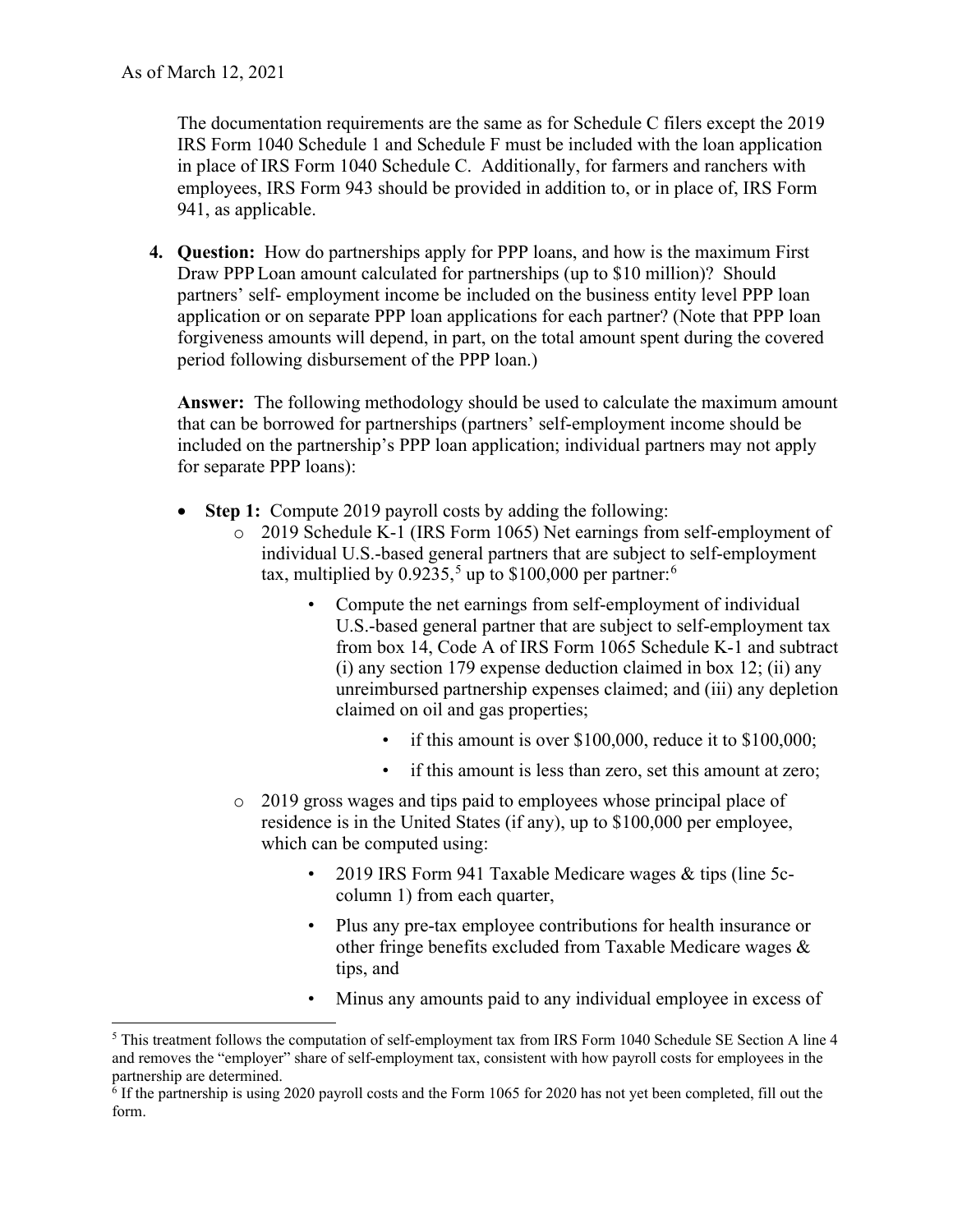The documentation requirements are the same as for Schedule C filers except the 2019 IRS Form 1040 Schedule 1 and Schedule F must be included with the loan application in place of IRS Form 1040 Schedule C. Additionally, for farmers and ranchers with employees, IRS Form 943 should be provided in addition to, or in place of, IRS Form 941, as applicable.

4. **Question:** How do partnerships apply for PPP loans, and how is the maximum First Draw PPP Loan amount calculated for partnerships (up to $10 million)? Should partners' self- employment income be included on the business entity level PPP loan application or on separate PPP loan applications for each partner? (Note that PPP loan forgiveness amounts will depend, in part, on the total amount spent during the covered period following disbursement of the PPP loan.)

   **Answer:** The following methodology should be used to calculate the maximum amount that can be borrowed for partnerships (partners' self-employment income should be included on the partnership's PPP loan application; individual partners may not apply for separate PPP loans):

   - **Step 1:** Compute 2019 payroll costs by adding the following:
     - 2019 Schedule K-1 (IRS Form 1065) Net earnings from self-employment of individual U.S.-based general partners that are subject to self-employment tax, multiplied by 0.9235,[5] up to $100,000 per partner:[6]
       - Compute the net earnings from self-employment of individual U.S.-based general partner that are subject to self-employment tax from box 14, Code A of IRS Form 1065 Schedule K-1 and subtract (i) any section 179 expense deduction claimed in box 12; (ii) any unreimbursed partnership expenses claimed; and (iii) any depletion claimed on oil and gas properties;
         - if this amount is over $100,000, reduce it to $100,000;
         - if this amount is less than zero, set this amount at zero;
     - 2019 gross wages and tips paid to employees whose principal place of residence is in the United States (if any), up to $100,000 per employee, which can be computed using:
       - 2019 IRS Form 941 Taxable Medicare wages & tips (line 5c-column 1) from each quarter,
       - Plus any pre-tax employee contributions for health insurance or other fringe benefits excluded from Taxable Medicare wages & tips, and
       - Minus any amounts paid to any individual employee in excess of

---

[5] This treatment follows the computation of self-employment tax from IRS Form 1040 Schedule SE Section A line 4 and removes the "employer" share of self-employment tax, consistent with how payroll costs for employees in the partnership are determined.

[6] If the partnership is using 2020 payroll costs and the Form 1065 for 2020 has not yet been completed, fill out the form.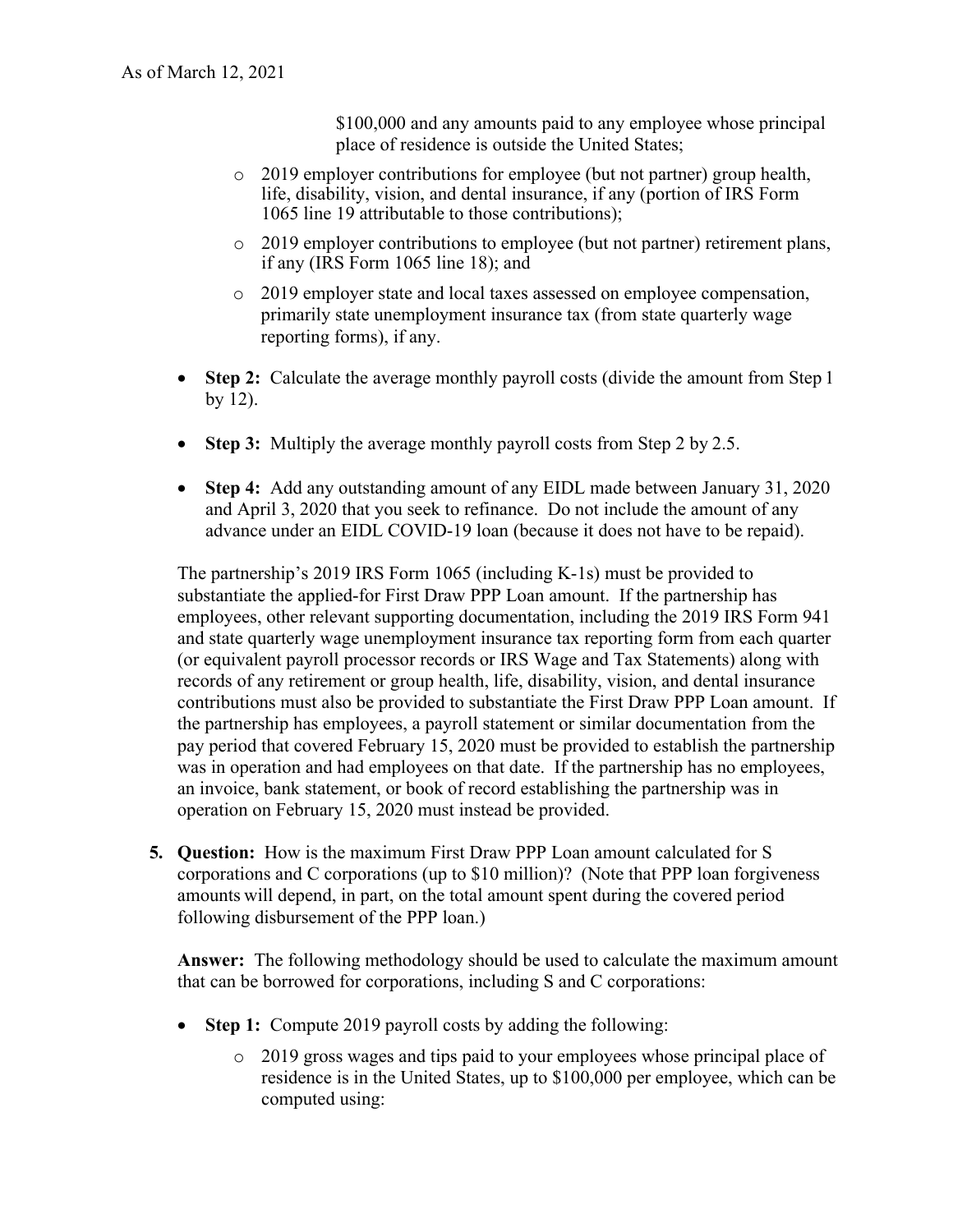$100,000 and any amounts paid to any employee whose principal place of residence is outside the United States;

- 2019 employer contributions for employee (but not partner) group health, life, disability, vision, and dental insurance, if any (portion of IRS Form 1065 line 19 attributable to those contributions);
- 2019 employer contributions to employee (but not partner) retirement plans, if any (IRS Form 1065 line 18); and
- 2019 employer state and local taxes assessed on employee compensation, primarily state unemployment insurance tax (from state quarterly wage reporting forms), if any.

- **Step 2:** Calculate the average monthly payroll costs (divide the amount from Step 1 by 12).
- **Step 3:** Multiply the average monthly payroll costs from Step 2 by 2.5.
- **Step 4:** Add any outstanding amount of any EIDL made between January 31, 2020 and April 3, 2020 that you seek to refinance. Do not include the amount of any advance under an EIDL COVID-19 loan (because it does not have to be repaid).

The partnership's 2019 IRS Form 1065 (including K-1s) must be provided to substantiate the applied-for First Draw PPP Loan amount. If the partnership has employees, other relevant supporting documentation, including the 2019 IRS Form 941 and state quarterly wage unemployment insurance tax reporting form from each quarter (or equivalent payroll processor records or IRS Wage and Tax Statements) along with records of any retirement or group health, life, disability, vision, and dental insurance contributions must also be provided to substantiate the First Draw PPP Loan amount. If the partnership has employees, a payroll statement or similar documentation from the pay period that covered February 15, 2020 must be provided to establish the partnership was in operation and had employees on that date. If the partnership has no employees, an invoice, bank statement, or book of record establishing the partnership was in operation on February 15, 2020 must instead be provided.

5. **Question:** How is the maximum First Draw PPP Loan amount calculated for S corporations and C corporations (up to $10 million)? (Note that PPP loan forgiveness amounts will depend, in part, on the total amount spent during the covered period following disbursement of the PPP loan.)

   **Answer:** The following methodology should be used to calculate the maximum amount that can be borrowed for corporations, including S and C corporations:

   - **Step 1:** Compute 2019 payroll costs by adding the following:
     - 2019 gross wages and tips paid to your employees whose principal place of residence is in the United States, up to $100,000 per employee, which can be computed using: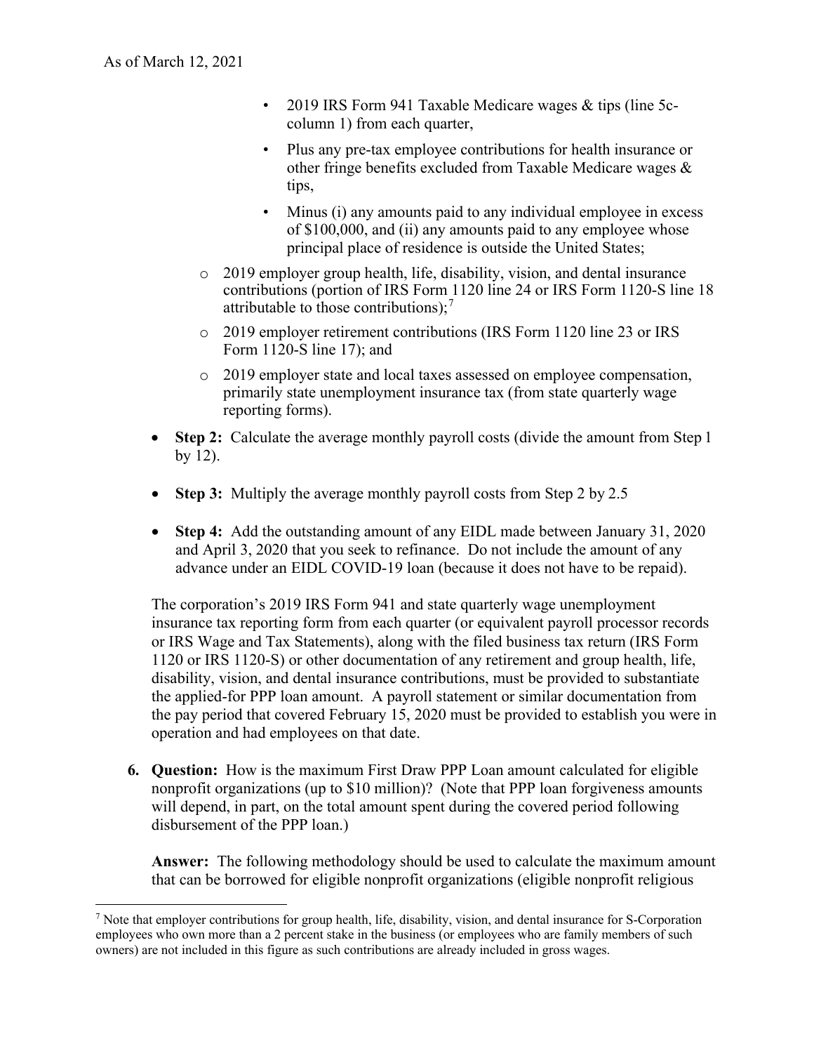- 2019 IRS Form 941 Taxable Medicare wages & tips (line 5c-column 1) from each quarter,
        - Plus any pre-tax employee contributions for health insurance or other fringe benefits excluded from Taxable Medicare wages & tips,
        - Minus (i) any amounts paid to any individual employee in excess of $100,000, and (ii) any amounts paid to any employee whose principal place of residence is outside the United States;
    - 2019 employer group health, life, disability, vision, and dental insurance contributions (portion of IRS Form 1120 line 24 or IRS Form 1120-S line 18 attributable to those contributions);[7]
    - 2019 employer retirement contributions (IRS Form 1120 line 23 or IRS Form 1120-S line 17); and
    - 2019 employer state and local taxes assessed on employee compensation, primarily state unemployment insurance tax (from state quarterly wage reporting forms).
- **Step 2:** Calculate the average monthly payroll costs (divide the amount from Step 1 by 12).
- **Step 3:** Multiply the average monthly payroll costs from Step 2 by 2.5
- **Step 4:** Add the outstanding amount of any EIDL made between January 31, 2020 and April 3, 2020 that you seek to refinance. Do not include the amount of any advance under an EIDL COVID-19 loan (because it does not have to be repaid).

The corporation's 2019 IRS Form 941 and state quarterly wage unemployment insurance tax reporting form from each quarter (or equivalent payroll processor records or IRS Wage and Tax Statements), along with the filed business tax return (IRS Form 1120 or IRS 1120-S) or other documentation of any retirement and group health, life, disability, vision, and dental insurance contributions, must be provided to substantiate the applied-for PPP loan amount. A payroll statement or similar documentation from the pay period that covered February 15, 2020 must be provided to establish you were in operation and had employees on that date.

6. **Question:** How is the maximum First Draw PPP Loan amount calculated for eligible nonprofit organizations (up to $10 million)? (Note that PPP loan forgiveness amounts will depend, in part, on the total amount spent during the covered period following disbursement of the PPP loan.)

   **Answer:** The following methodology should be used to calculate the maximum amount that can be borrowed for eligible nonprofit organizations (eligible nonprofit religious

---

[7] Note that employer contributions for group health, life, disability, vision, and dental insurance for S-Corporation employees who own more than a 2 percent stake in the business (or employees who are family members of such owners) are not included in this figure as such contributions are already included in gross wages.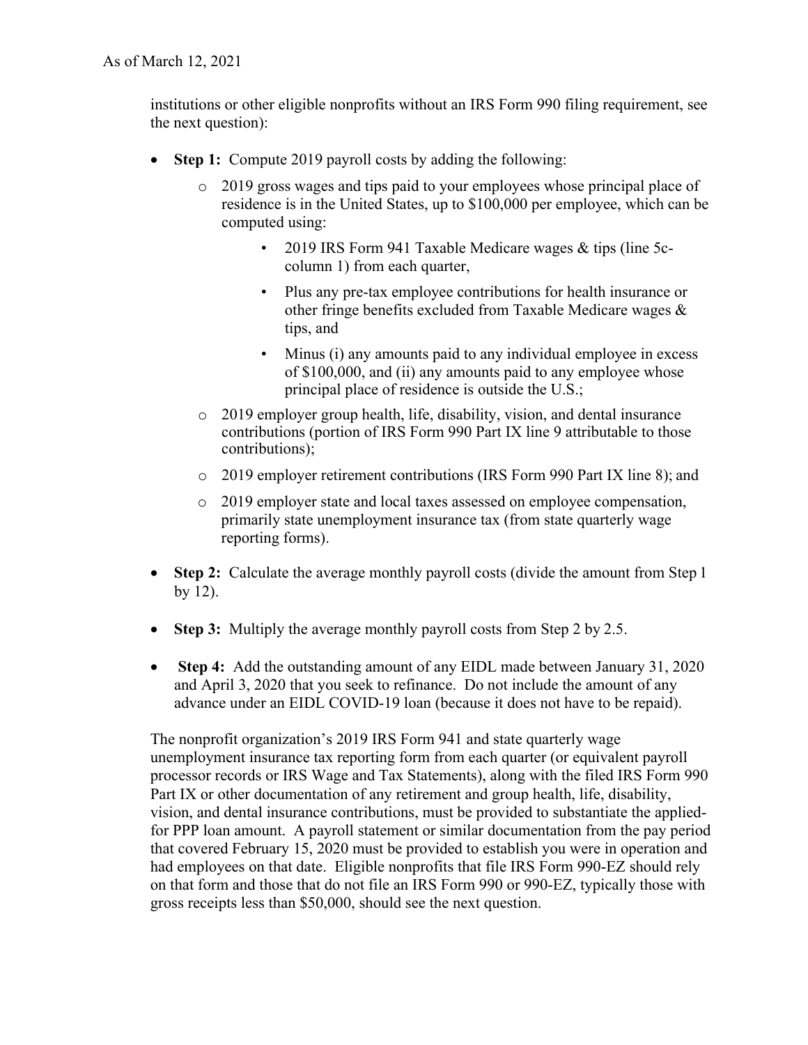institutions or other eligible nonprofits without an IRS Form 990 filing requirement, see the next question):

- **Step 1:** Compute 2019 payroll costs by adding the following:
  - 2019 gross wages and tips paid to your employees whose principal place of residence is in the United States, up to $100,000 per employee, which can be computed using:
    - 2019 IRS Form 941 Taxable Medicare wages & tips (line 5c-column 1) from each quarter,
    - Plus any pre-tax employee contributions for health insurance or other fringe benefits excluded from Taxable Medicare wages & tips, and
    - Minus (i) any amounts paid to any individual employee in excess of $100,000, and (ii) any amounts paid to any employee whose principal place of residence is outside the U.S.;
  - 2019 employer group health, life, disability, vision, and dental insurance contributions (portion of IRS Form 990 Part IX line 9 attributable to those contributions);
  - 2019 employer retirement contributions (IRS Form 990 Part IX line 8); and
  - 2019 employer state and local taxes assessed on employee compensation, primarily state unemployment insurance tax (from state quarterly wage reporting forms).
- **Step 2:** Calculate the average monthly payroll costs (divide the amount from Step 1 by 12).
- **Step 3:** Multiply the average monthly payroll costs from Step 2 by 2.5.
- **Step 4:** Add the outstanding amount of any EIDL made between January 31, 2020 and April 3, 2020 that you seek to refinance. Do not include the amount of any advance under an EIDL COVID-19 loan (because it does not have to be repaid).

The nonprofit organization's 2019 IRS Form 941 and state quarterly wage unemployment insurance tax reporting form from each quarter (or equivalent payroll processor records or IRS Wage and Tax Statements), along with the filed IRS Form 990 Part IX or other documentation of any retirement and group health, life, disability, vision, and dental insurance contributions, must be provided to substantiate the applied-for PPP loan amount. A payroll statement or similar documentation from the pay period that covered February 15, 2020 must be provided to establish you were in operation and had employees on that date. Eligible nonprofits that file IRS Form 990-EZ should rely on that form and those that do not file an IRS Form 990 or 990-EZ, typically those with gross receipts less than $50,000, should see the next question.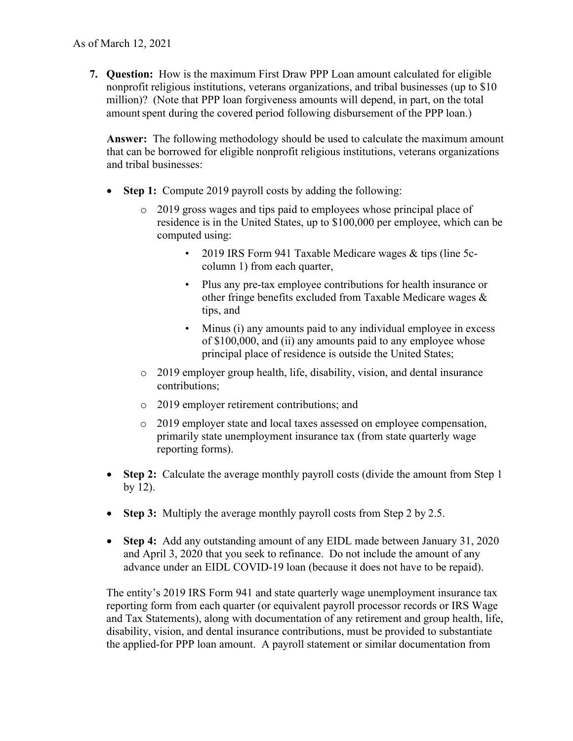As of March 12, 2021

7. **Question:** How is the maximum First Draw PPP Loan amount calculated for eligible nonprofit religious institutions, veterans organizations, and tribal businesses (up to $10 million)? (Note that PPP loan forgiveness amounts will depend, in part, on the total amount spent during the covered period following disbursement of the PPP loan.)

   **Answer:** The following methodology should be used to calculate the maximum amount that can be borrowed for eligible nonprofit religious institutions, veterans organizations and tribal businesses:

   - **Step 1:** Compute 2019 payroll costs by adding the following:
     - 2019 gross wages and tips paid to employees whose principal place of residence is in the United States, up to $100,000 per employee, which can be computed using:
       - 2019 IRS Form 941 Taxable Medicare wages & tips (line 5c-column 1) from each quarter,
       - Plus any pre-tax employee contributions for health insurance or other fringe benefits excluded from Taxable Medicare wages & tips, and
       - Minus (i) any amounts paid to any individual employee in excess of $100,000, and (ii) any amounts paid to any employee whose principal place of residence is outside the United States;
     - 2019 employer group health, life, disability, vision, and dental insurance contributions;
     - 2019 employer retirement contributions; and
     - 2019 employer state and local taxes assessed on employee compensation, primarily state unemployment insurance tax (from state quarterly wage reporting forms).
   - **Step 2:** Calculate the average monthly payroll costs (divide the amount from Step 1 by 12).
   - **Step 3:** Multiply the average monthly payroll costs from Step 2 by 2.5.
   - **Step 4:** Add any outstanding amount of any EIDL made between January 31, 2020 and April 3, 2020 that you seek to refinance. Do not include the amount of any advance under an EIDL COVID-19 loan (because it does not have to be repaid).

   The entity's 2019 IRS Form 941 and state quarterly wage unemployment insurance tax reporting form from each quarter (or equivalent payroll processor records or IRS Wage and Tax Statements), along with documentation of any retirement and group health, life, disability, vision, and dental insurance contributions, must be provided to substantiate the applied-for PPP loan amount. A payroll statement or similar documentation from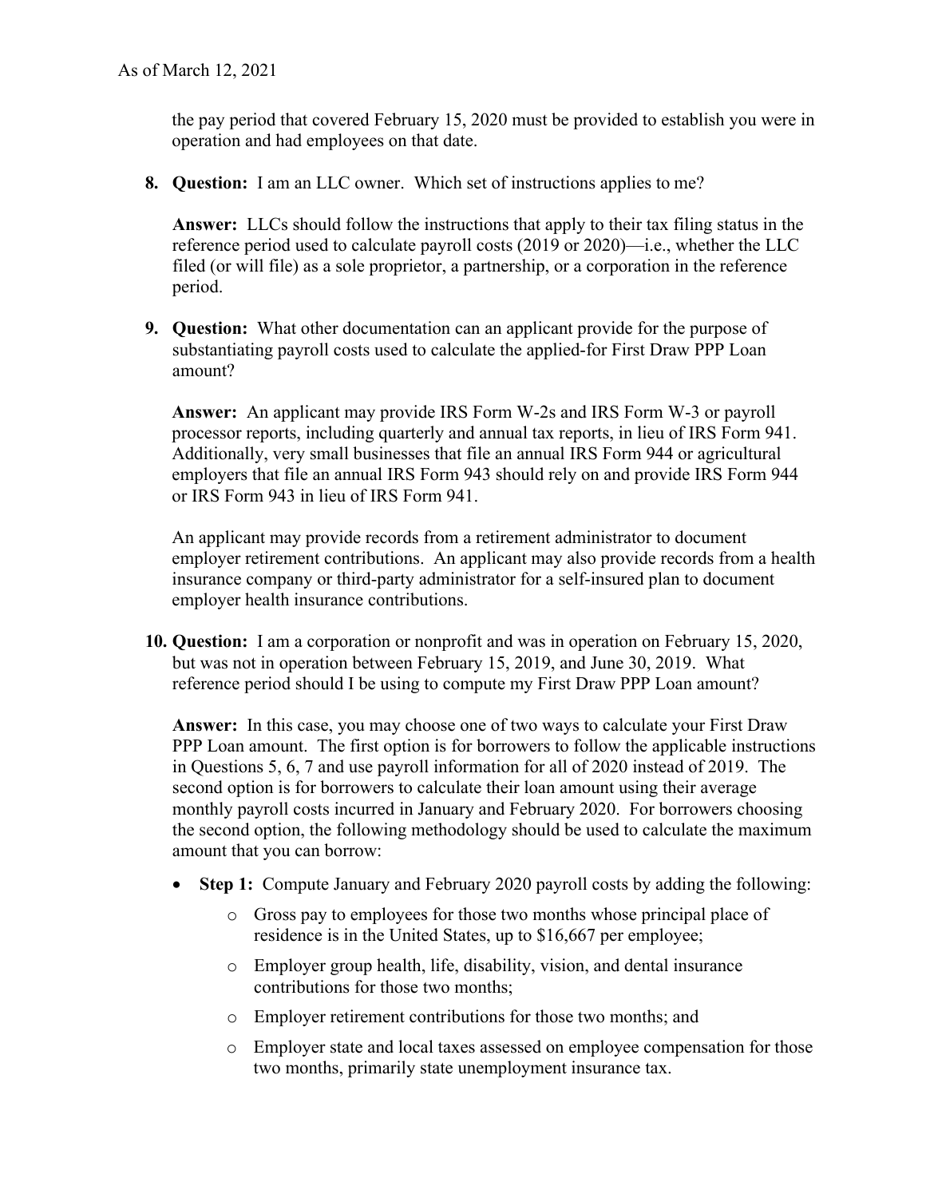the pay period that covered February 15, 2020 must be provided to establish you were in operation and had employees on that date.

8. **Question:** I am an LLC owner. Which set of instructions applies to me?

   **Answer:** LLCs should follow the instructions that apply to their tax filing status in the reference period used to calculate payroll costs (2019 or 2020)—i.e., whether the LLC filed (or will file) as a sole proprietor, a partnership, or a corporation in the reference period.

9. **Question:** What other documentation can an applicant provide for the purpose of substantiating payroll costs used to calculate the applied-for First Draw PPP Loan amount?

   **Answer:** An applicant may provide IRS Form W-2s and IRS Form W-3 or payroll processor reports, including quarterly and annual tax reports, in lieu of IRS Form 941. Additionally, very small businesses that file an annual IRS Form 944 or agricultural employers that file an annual IRS Form 943 should rely on and provide IRS Form 944 or IRS Form 943 in lieu of IRS Form 941.

   An applicant may provide records from a retirement administrator to document employer retirement contributions. An applicant may also provide records from a health insurance company or third-party administrator for a self-insured plan to document employer health insurance contributions.

10. **Question:** I am a corporation or nonprofit and was in operation on February 15, 2020, but was not in operation between February 15, 2019, and June 30, 2019. What reference period should I be using to compute my First Draw PPP Loan amount?

    **Answer:** In this case, you may choose one of two ways to calculate your First Draw PPP Loan amount. The first option is for borrowers to follow the applicable instructions in Questions 5, 6, 7 and use payroll information for all of 2020 instead of 2019. The second option is for borrowers to calculate their loan amount using their average monthly payroll costs incurred in January and February 2020. For borrowers choosing the second option, the following methodology should be used to calculate the maximum amount that you can borrow:

    - **Step 1:** Compute January and February 2020 payroll costs by adding the following:
      - Gross pay to employees for those two months whose principal place of residence is in the United States, up to $16,667 per employee;
      - Employer group health, life, disability, vision, and dental insurance contributions for those two months;
      - Employer retirement contributions for those two months; and
      - Employer state and local taxes assessed on employee compensation for those two months, primarily state unemployment insurance tax.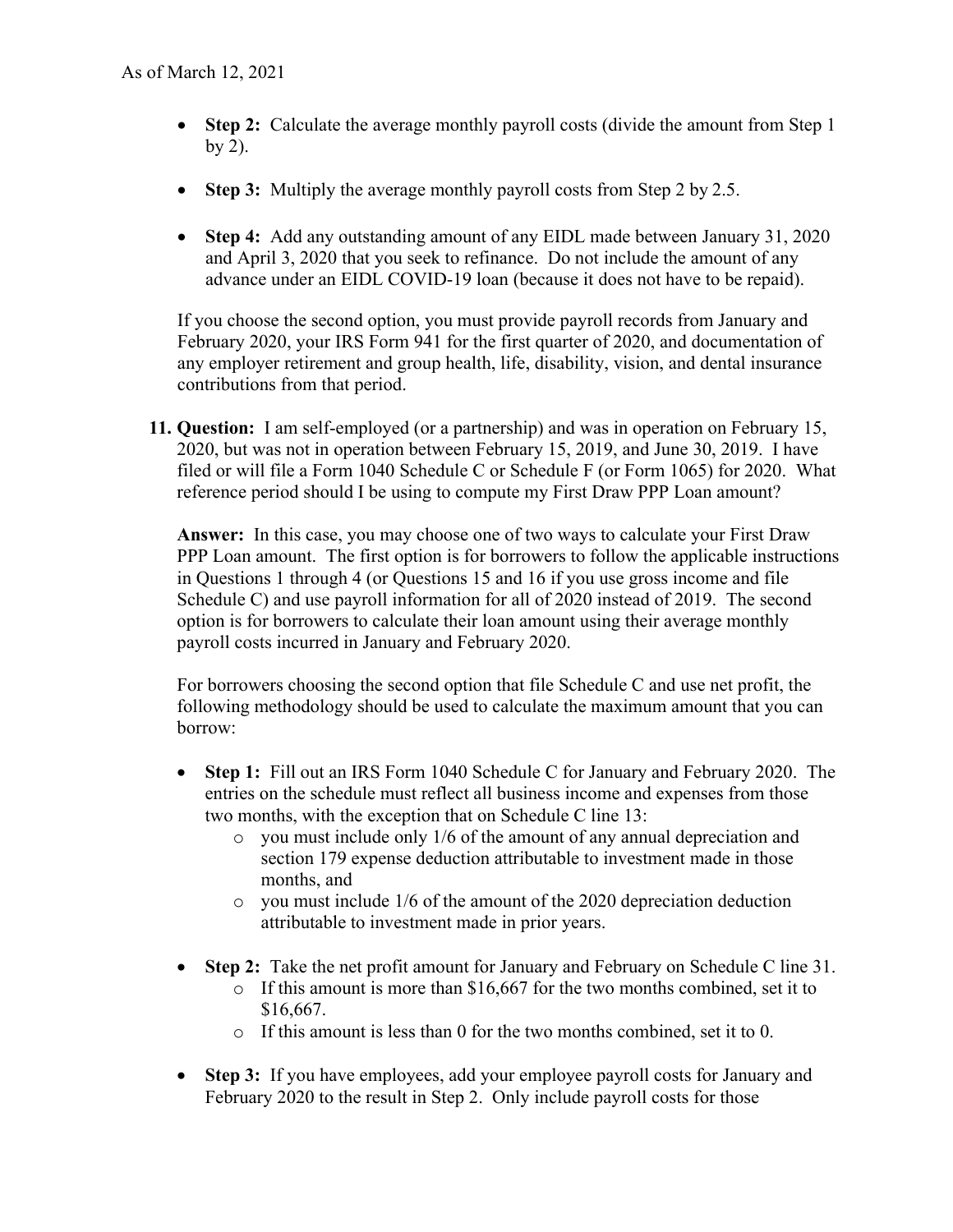- **Step 2:** Calculate the average monthly payroll costs (divide the amount from Step 1 by 2).

- **Step 3:** Multiply the average monthly payroll costs from Step 2 by 2.5.

- **Step 4:** Add any outstanding amount of any EIDL made between January 31, 2020 and April 3, 2020 that you seek to refinance. Do not include the amount of any advance under an EIDL COVID-19 loan (because it does not have to be repaid).

If you choose the second option, you must provide payroll records from January and February 2020, your IRS Form 941 for the first quarter of 2020, and documentation of any employer retirement and group health, life, disability, vision, and dental insurance contributions from that period.

11. **Question:** I am self-employed (or a partnership) and was in operation on February 15, 2020, but was not in operation between February 15, 2019, and June 30, 2019. I have filed or will file a Form 1040 Schedule C or Schedule F (or Form 1065) for 2020. What reference period should I be using to compute my First Draw PPP Loan amount?

**Answer:** In this case, you may choose one of two ways to calculate your First Draw PPP Loan amount. The first option is for borrowers to follow the applicable instructions in Questions 1 through 4 (or Questions 15 and 16 if you use gross income and file Schedule C) and use payroll information for all of 2020 instead of 2019. The second option is for borrowers to calculate their loan amount using their average monthly payroll costs incurred in January and February 2020.

For borrowers choosing the second option that file Schedule C and use net profit, the following methodology should be used to calculate the maximum amount that you can borrow:

- **Step 1:** Fill out an IRS Form 1040 Schedule C for January and February 2020. The entries on the schedule must reflect all business income and expenses from those two months, with the exception that on Schedule C line 13:
  - you must include only 1/6 of the amount of any annual depreciation and section 179 expense deduction attributable to investment made in those months, and
  - you must include 1/6 of the amount of the 2020 depreciation deduction attributable to investment made in prior years.

- **Step 2:** Take the net profit amount for January and February on Schedule C line 31.
  - If this amount is more than $16,667 for the two months combined, set it to $16,667.
  - If this amount is less than 0 for the two months combined, set it to 0.

- **Step 3:** If you have employees, add your employee payroll costs for January and February 2020 to the result in Step 2. Only include payroll costs for those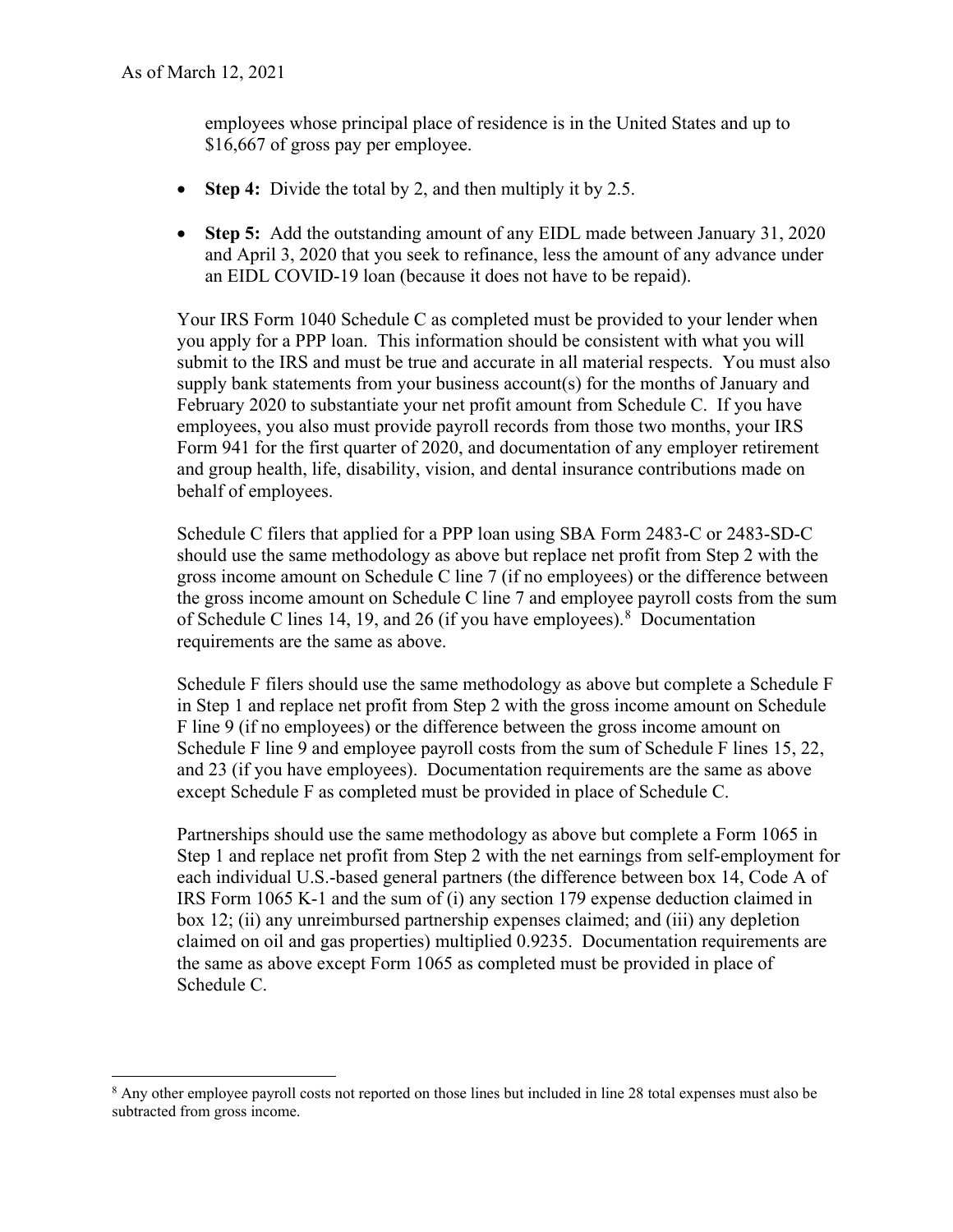employees whose principal place of residence is in the United States and up to $16,667 of gross pay per employee.

- **Step 4:** Divide the total by 2, and then multiply it by 2.5.
- **Step 5:** Add the outstanding amount of any EIDL made between January 31, 2020 and April 3, 2020 that you seek to refinance, less the amount of any advance under an EIDL COVID-19 loan (because it does not have to be repaid).

Your IRS Form 1040 Schedule C as completed must be provided to your lender when you apply for a PPP loan. This information should be consistent with what you will submit to the IRS and must be true and accurate in all material respects. You must also supply bank statements from your business account(s) for the months of January and February 2020 to substantiate your net profit amount from Schedule C. If you have employees, you also must provide payroll records from those two months, your IRS Form 941 for the first quarter of 2020, and documentation of any employer retirement and group health, life, disability, vision, and dental insurance contributions made on behalf of employees.

Schedule C filers that applied for a PPP loan using SBA Form 2483-C or 2483-SD-C should use the same methodology as above but replace net profit from Step 2 with the gross income amount on Schedule C line 7 (if no employees) or the difference between the gross income amount on Schedule C line 7 and employee payroll costs from the sum of Schedule C lines 14, 19, and 26 (if you have employees).[8] Documentation requirements are the same as above.

Schedule F filers should use the same methodology as above but complete a Schedule F in Step 1 and replace net profit from Step 2 with the gross income amount on Schedule F line 9 (if no employees) or the difference between the gross income amount on Schedule F line 9 and employee payroll costs from the sum of Schedule F lines 15, 22, and 23 (if you have employees). Documentation requirements are the same as above except Schedule F as completed must be provided in place of Schedule C.

Partnerships should use the same methodology as above but complete a Form 1065 in Step 1 and replace net profit from Step 2 with the net earnings from self-employment for each individual U.S.-based general partners (the difference between box 14, Code A of IRS Form 1065 K-1 and the sum of (i) any section 179 expense deduction claimed in box 12; (ii) any unreimbursed partnership expenses claimed; and (iii) any depletion claimed on oil and gas properties) multiplied 0.9235. Documentation requirements are the same as above except Form 1065 as completed must be provided in place of Schedule C.

---

[8] Any other employee payroll costs not reported on those lines but included in line 28 total expenses must also be subtracted from gross income.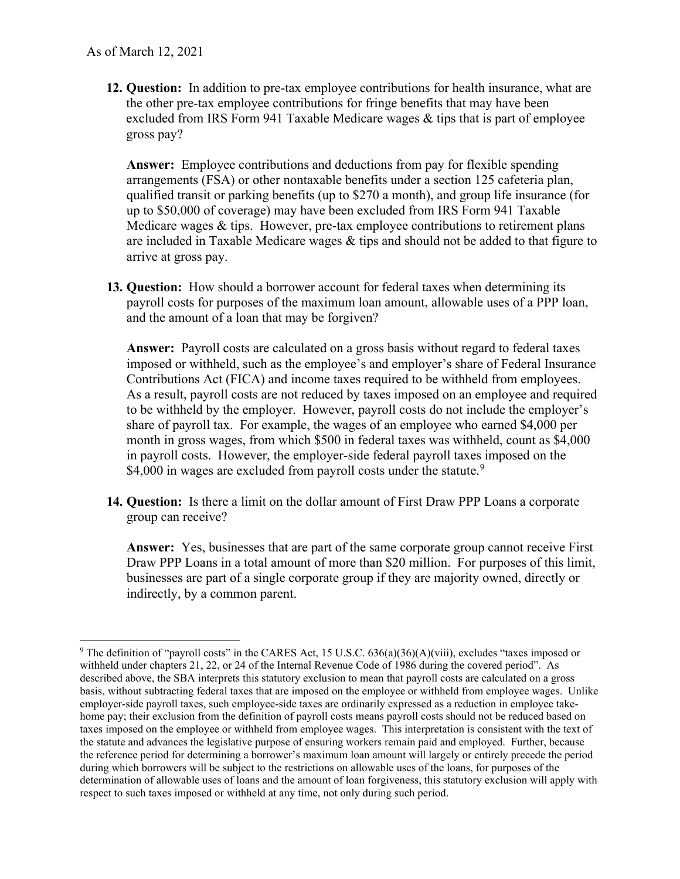As of March 12, 2021

12. **Question:** In addition to pre-tax employee contributions for health insurance, what are the other pre-tax employee contributions for fringe benefits that may have been excluded from IRS Form 941 Taxable Medicare wages & tips that is part of employee gross pay?

    **Answer:** Employee contributions and deductions from pay for flexible spending arrangements (FSA) or other nontaxable benefits under a section 125 cafeteria plan, qualified transit or parking benefits (up to $270 a month), and group life insurance (for up to $50,000 of coverage) may have been excluded from IRS Form 941 Taxable Medicare wages & tips. However, pre-tax employee contributions to retirement plans are included in Taxable Medicare wages & tips and should not be added to that figure to arrive at gross pay.

13. **Question:** How should a borrower account for federal taxes when determining its payroll costs for purposes of the maximum loan amount, allowable uses of a PPP loan, and the amount of a loan that may be forgiven?

    **Answer:** Payroll costs are calculated on a gross basis without regard to federal taxes imposed or withheld, such as the employee's and employer's share of Federal Insurance Contributions Act (FICA) and income taxes required to be withheld from employees. As a result, payroll costs are not reduced by taxes imposed on an employee and required to be withheld by the employer. However, payroll costs do not include the employer's share of payroll tax. For example, the wages of an employee who earned $4,000 per month in gross wages, from which $500 in federal taxes was withheld, count as $4,000 in payroll costs. However, the employer-side federal payroll taxes imposed on the $4,000 in wages are excluded from payroll costs under the statute.[9]

14. **Question:** Is there a limit on the dollar amount of First Draw PPP Loans a corporate group can receive?

    **Answer:** Yes, businesses that are part of the same corporate group cannot receive First Draw PPP Loans in a total amount of more than $20 million. For purposes of this limit, businesses are part of a single corporate group if they are majority owned, directly or indirectly, by a common parent.

---

[9] The definition of "payroll costs" in the CARES Act, 15 U.S.C. 636(a)(36)(A)(viii), excludes "taxes imposed or withheld under chapters 21, 22, or 24 of the Internal Revenue Code of 1986 during the covered period". As described above, the SBA interprets this statutory exclusion to mean that payroll costs are calculated on a gross basis, without subtracting federal taxes that are imposed on the employee or withheld from employee wages. Unlike employer-side payroll taxes, such employee-side taxes are ordinarily expressed as a reduction in employee take-home pay; their exclusion from the definition of payroll costs means payroll costs should not be reduced based on taxes imposed on the employee or withheld from employee wages. This interpretation is consistent with the text of the statute and advances the legislative purpose of ensuring workers remain paid and employed. Further, because the reference period for determining a borrower's maximum loan amount will largely or entirely precede the period during which borrowers will be subject to the restrictions on allowable uses of the loans, for purposes of the determination of allowable uses of loans and the amount of loan forgiveness, this statutory exclusion will apply with respect to such taxes imposed or withheld at any time, not only during such period.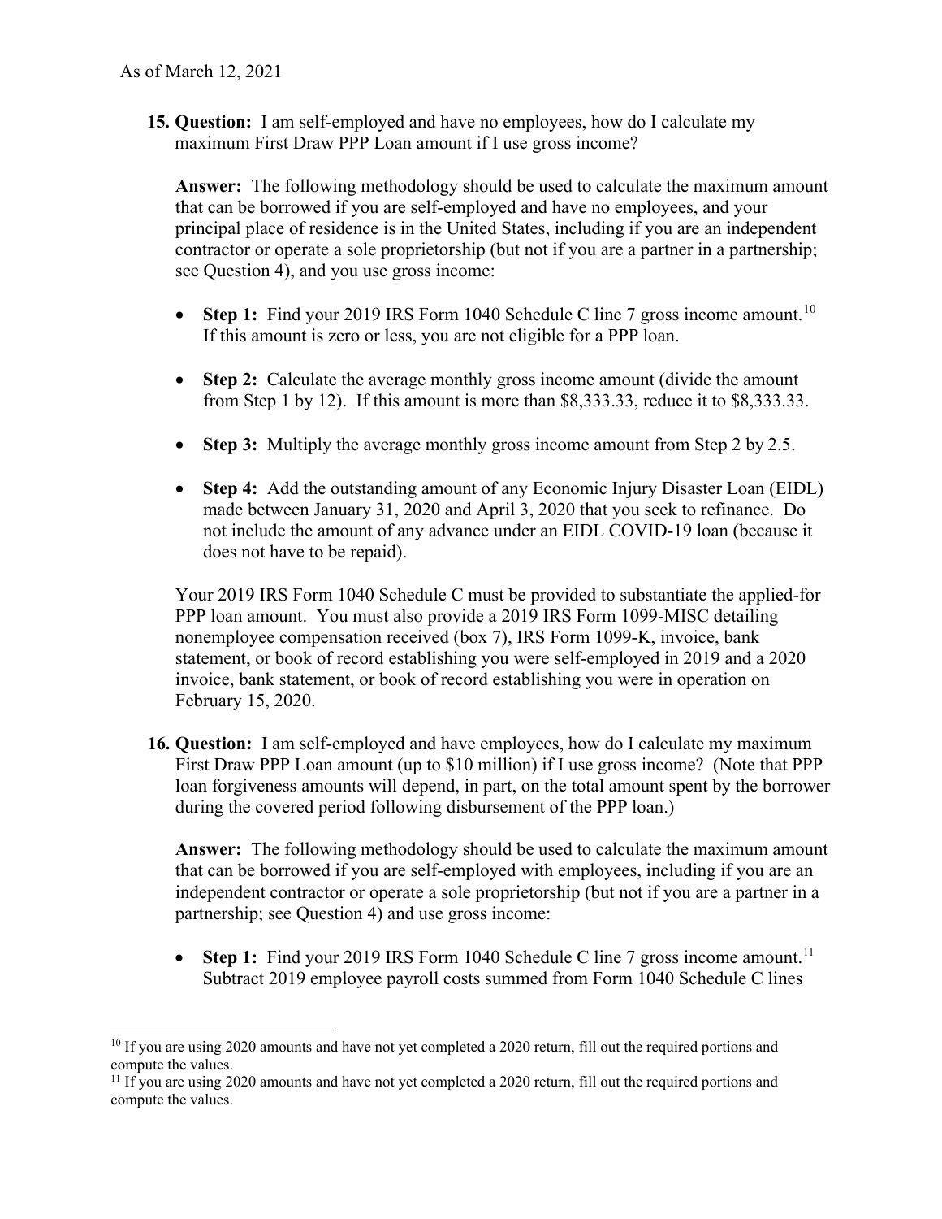15. **Question:** I am self-employed and have no employees, how do I calculate my maximum First Draw PPP Loan amount if I use gross income?

    **Answer:** The following methodology should be used to calculate the maximum amount that can be borrowed if you are self-employed and have no employees, and your principal place of residence is in the United States, including if you are an independent contractor or operate a sole proprietorship (but not if you are a partner in a partnership; see Question 4), and you use gross income:

    - **Step 1:** Find your 2019 IRS Form 1040 Schedule C line 7 gross income amount.[10] If this amount is zero or less, you are not eligible for a PPP loan.
    - **Step 2:** Calculate the average monthly gross income amount (divide the amount from Step 1 by 12). If this amount is more than $8,333.33, reduce it to $8,333.33.
    - **Step 3:** Multiply the average monthly gross income amount from Step 2 by 2.5.
    - **Step 4:** Add the outstanding amount of any Economic Injury Disaster Loan (EIDL) made between January 31, 2020 and April 3, 2020 that you seek to refinance. Do not include the amount of any advance under an EIDL COVID-19 loan (because it does not have to be repaid).

    Your 2019 IRS Form 1040 Schedule C must be provided to substantiate the applied-for PPP loan amount. You must also provide a 2019 IRS Form 1099-MISC detailing nonemployee compensation received (box 7), IRS Form 1099-K, invoice, bank statement, or book of record establishing you were self-employed in 2019 and a 2020 invoice, bank statement, or book of record establishing you were in operation on February 15, 2020.

16. **Question:** I am self-employed and have employees, how do I calculate my maximum First Draw PPP Loan amount (up to $10 million) if I use gross income? (Note that PPP loan forgiveness amounts will depend, in part, on the total amount spent by the borrower during the covered period following disbursement of the PPP loan.)

    **Answer:** The following methodology should be used to calculate the maximum amount that can be borrowed if you are self-employed with employees, including if you are an independent contractor or operate a sole proprietorship (but not if you are a partner in a partnership; see Question 4) and use gross income:

    - **Step 1:** Find your 2019 IRS Form 1040 Schedule C line 7 gross income amount.[11] Subtract 2019 employee payroll costs summed from Form 1040 Schedule C lines

---

[10] If you are using 2020 amounts and have not yet completed a 2020 return, fill out the required portions and compute the values.

[11] If you are using 2020 amounts and have not yet completed a 2020 return, fill out the required portions and compute the values.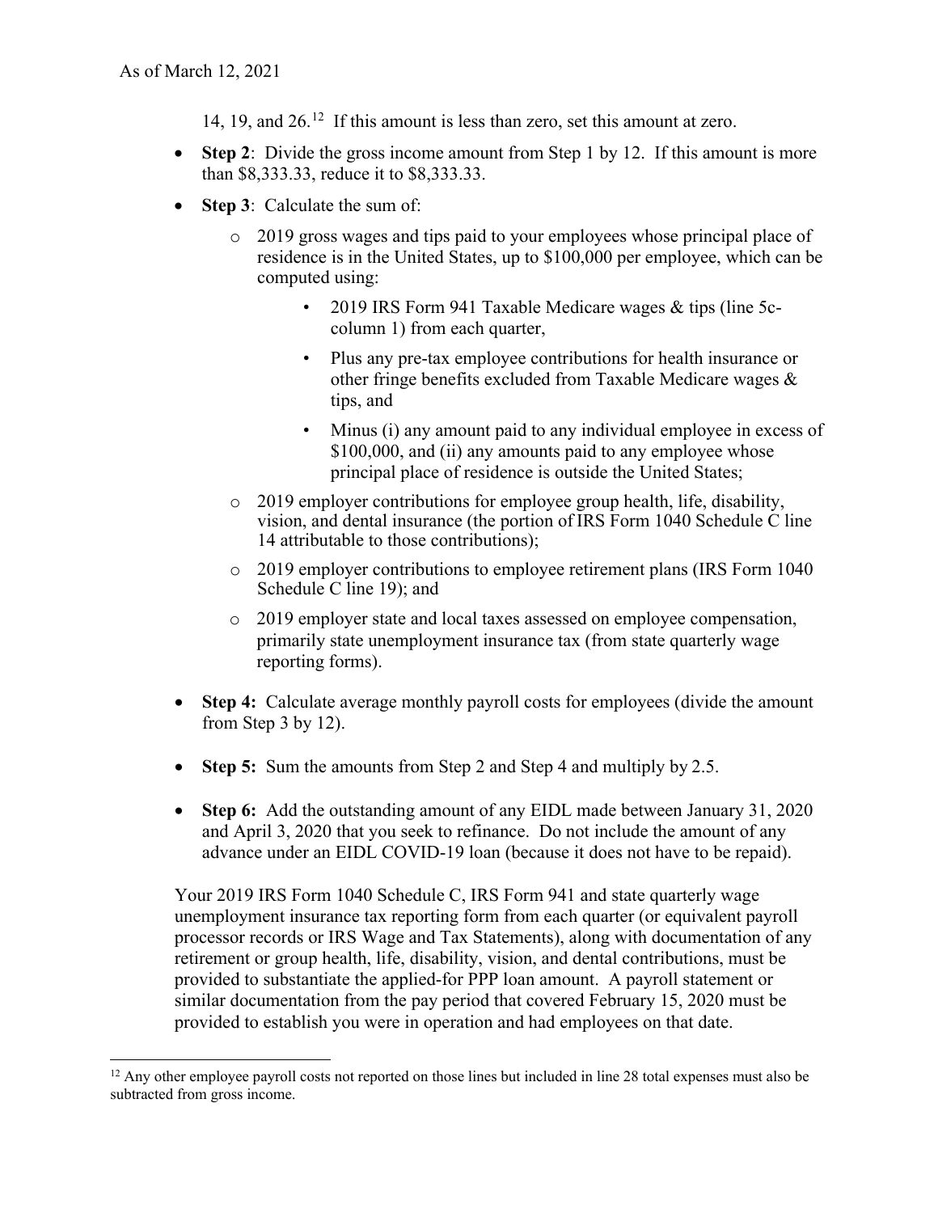As of March 12, 2021

14, 19, and 26.[12] If this amount is less than zero, set this amount at zero.

- **Step 2**: Divide the gross income amount from Step 1 by 12. If this amount is more than $8,333.33, reduce it to $8,333.33.
- **Step 3**: Calculate the sum of:
  - 2019 gross wages and tips paid to your employees whose principal place of residence is in the United States, up to $100,000 per employee, which can be computed using:
    - 2019 IRS Form 941 Taxable Medicare wages & tips (line 5c-column 1) from each quarter,
    - Plus any pre-tax employee contributions for health insurance or other fringe benefits excluded from Taxable Medicare wages & tips, and
    - Minus (i) any amount paid to any individual employee in excess of $100,000, and (ii) any amounts paid to any employee whose principal place of residence is outside the United States;
  - 2019 employer contributions for employee group health, life, disability, vision, and dental insurance (the portion of IRS Form 1040 Schedule C line 14 attributable to those contributions);
  - 2019 employer contributions to employee retirement plans (IRS Form 1040 Schedule C line 19); and
  - 2019 employer state and local taxes assessed on employee compensation, primarily state unemployment insurance tax (from state quarterly wage reporting forms).
- **Step 4:** Calculate average monthly payroll costs for employees (divide the amount from Step 3 by 12).
- **Step 5:** Sum the amounts from Step 2 and Step 4 and multiply by 2.5.
- **Step 6:** Add the outstanding amount of any EIDL made between January 31, 2020 and April 3, 2020 that you seek to refinance. Do not include the amount of any advance under an EIDL COVID-19 loan (because it does not have to be repaid).

Your 2019 IRS Form 1040 Schedule C, IRS Form 941 and state quarterly wage unemployment insurance tax reporting form from each quarter (or equivalent payroll processor records or IRS Wage and Tax Statements), along with documentation of any retirement or group health, life, disability, vision, and dental contributions, must be provided to substantiate the applied-for PPP loan amount. A payroll statement or similar documentation from the pay period that covered February 15, 2020 must be provided to establish you were in operation and had employees on that date.

---

[12] Any other employee payroll costs not reported on those lines but included in line 28 total expenses must also be subtracted from gross income.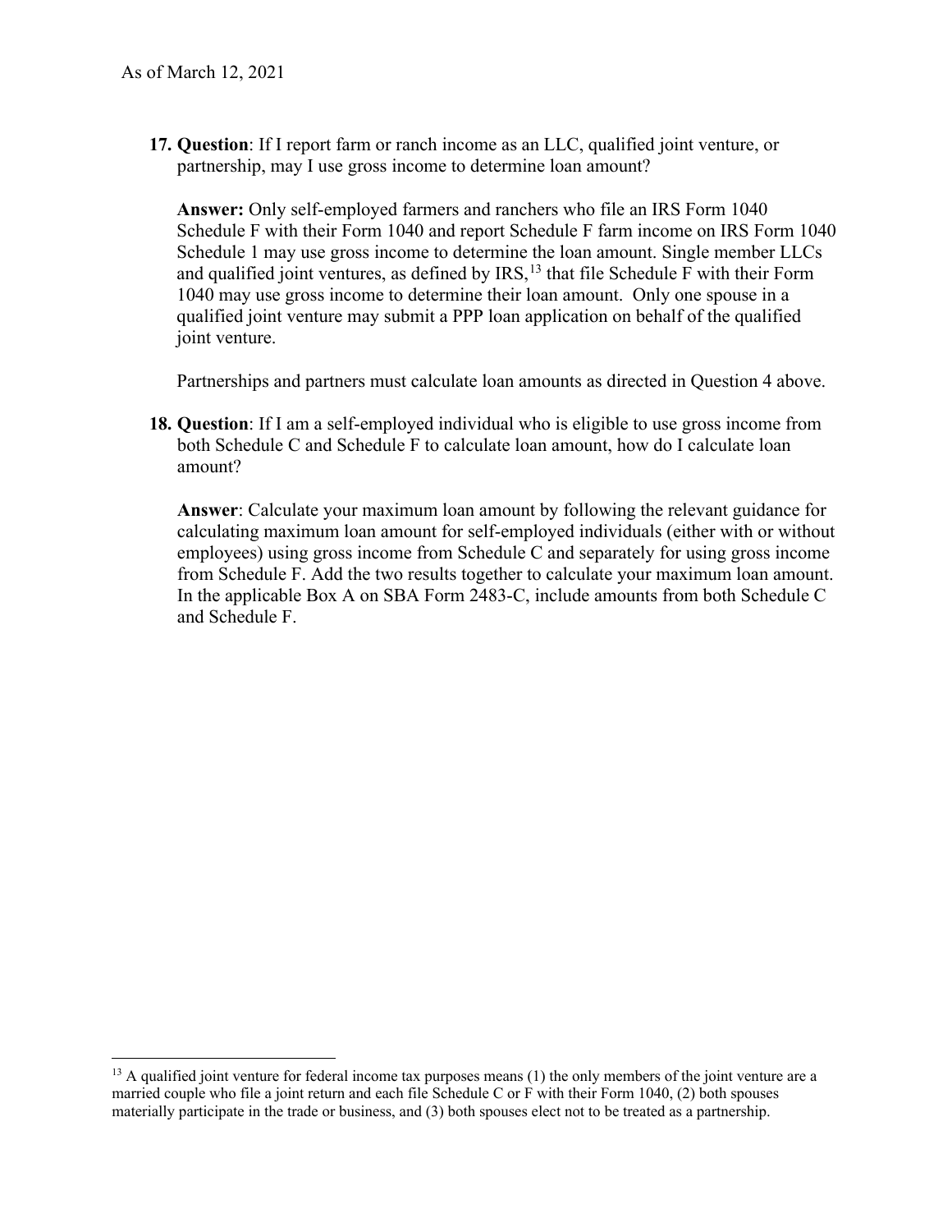17. **Question**: If I report farm or ranch income as an LLC, qualified joint venture, or partnership, may I use gross income to determine loan amount?

    **Answer:** Only self-employed farmers and ranchers who file an IRS Form 1040 Schedule F with their Form 1040 and report Schedule F farm income on IRS Form 1040 Schedule 1 may use gross income to determine the loan amount. Single member LLCs and qualified joint ventures, as defined by IRS,[13] that file Schedule F with their Form 1040 may use gross income to determine their loan amount. Only one spouse in a qualified joint venture may submit a PPP loan application on behalf of the qualified joint venture.

    Partnerships and partners must calculate loan amounts as directed in Question 4 above.

18. **Question**: If I am a self-employed individual who is eligible to use gross income from both Schedule C and Schedule F to calculate loan amount, how do I calculate loan amount?

    **Answer**: Calculate your maximum loan amount by following the relevant guidance for calculating maximum loan amount for self-employed individuals (either with or without employees) using gross income from Schedule C and separately for using gross income from Schedule F. Add the two results together to calculate your maximum loan amount. In the applicable Box A on SBA Form 2483-C, include amounts from both Schedule C and Schedule F.

---

[13] A qualified joint venture for federal income tax purposes means (1) the only members of the joint venture are a married couple who file a joint return and each file Schedule C or F with their Form 1040, (2) both spouses materially participate in the trade or business, and (3) both spouses elect not to be treated as a partnership.